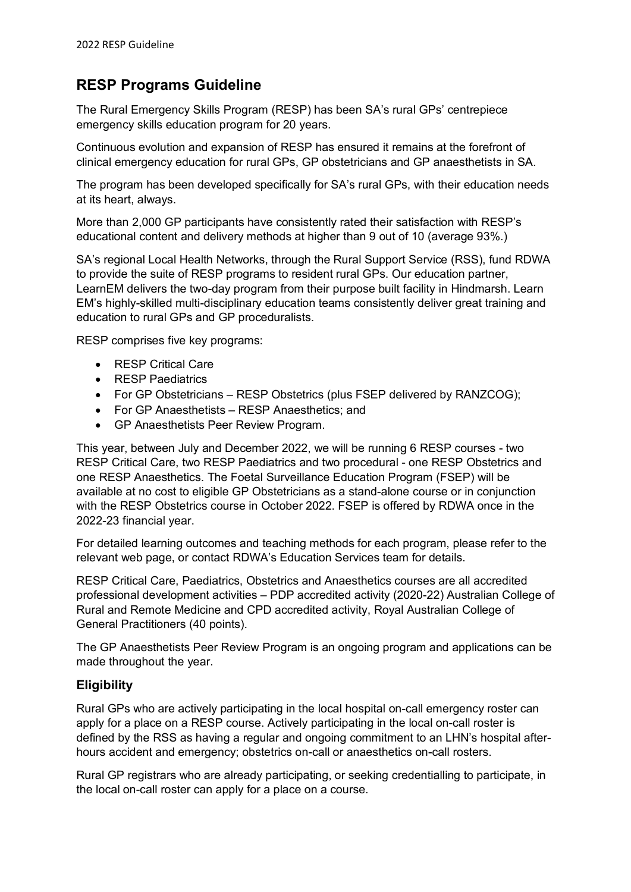# RESP Programs Guideline

The Rural Emergency Skills Program (RESP) has been SA's rural GPs' centrepiece emergency skills education program for 20 years.

Continuous evolution and expansion of RESP has ensured it remains at the forefront of clinical emergency education for rural GPs, GP obstetricians and GP anaesthetists in SA.

The program has been developed specifically for SA's rural GPs, with their education needs at its heart, always.

More than 2,000 GP participants have consistently rated their satisfaction with RESP's educational content and delivery methods at higher than 9 out of 10 (average 93%.)

SA's regional Local Health Networks, through the Rural Support Service (RSS), fund RDWA to provide the suite of RESP programs to resident rural GPs. Our education partner, LearnEM delivers the two-day program from their purpose built facility in Hindmarsh. Learn EM's highly-skilled multi-disciplinary education teams consistently deliver great training and education to rural GPs and GP proceduralists.

RESP comprises five key programs:

- RESP Critical Care
- RESP Paediatrics
- For GP Obstetricians – RESP Obstetrics (plus FSEP delivered by RANZCOG);
- For GP Anaesthetists – RESP Anaesthetics; and
- GP Anaesthetists Peer Review Program.

This year, between July and December 2022, we will be running 6 RESP courses - two RESP Critical Care, two RESP Paediatrics and two procedural - one RESP Obstetrics and one RESP Anaesthetics. The Foetal Surveillance Education Program (FSEP) will be available at no cost to eligible GP Obstetricians as a stand-alone course or in conjunction with the RESP Obstetrics course in October 2022. FSEP is offered by RDWA once in the 2022-23 financial year.

For detailed learning outcomes and teaching methods for each program, please refer to the relevant web page, or contact RDWA's Education Services team for details.

RESP Critical Care, Paediatrics, Obstetrics and Anaesthetics courses are all accredited professional development activities – PDP accredited activity (2020-22) Australian College of Rural and Remote Medicine and CPD accredited activity, Royal Australian College of General Practitioners (40 points).

The GP Anaesthetists Peer Review Program is an ongoing program and applications can be made throughout the year.

## Eligibility

Rural GPs who are actively participating in the local hospital on-call emergency roster can apply for a place on a RESP course. Actively participating in the local on-call roster is defined by the RSS as having a regular and ongoing commitment to an LHN's hospital after-hours accident and emergency; obstetrics on-call or anaesthetics on-call rosters.

Rural GP registrars who are already participating, or seeking credentialling to participate, in the local on-call roster can apply for a place on a course.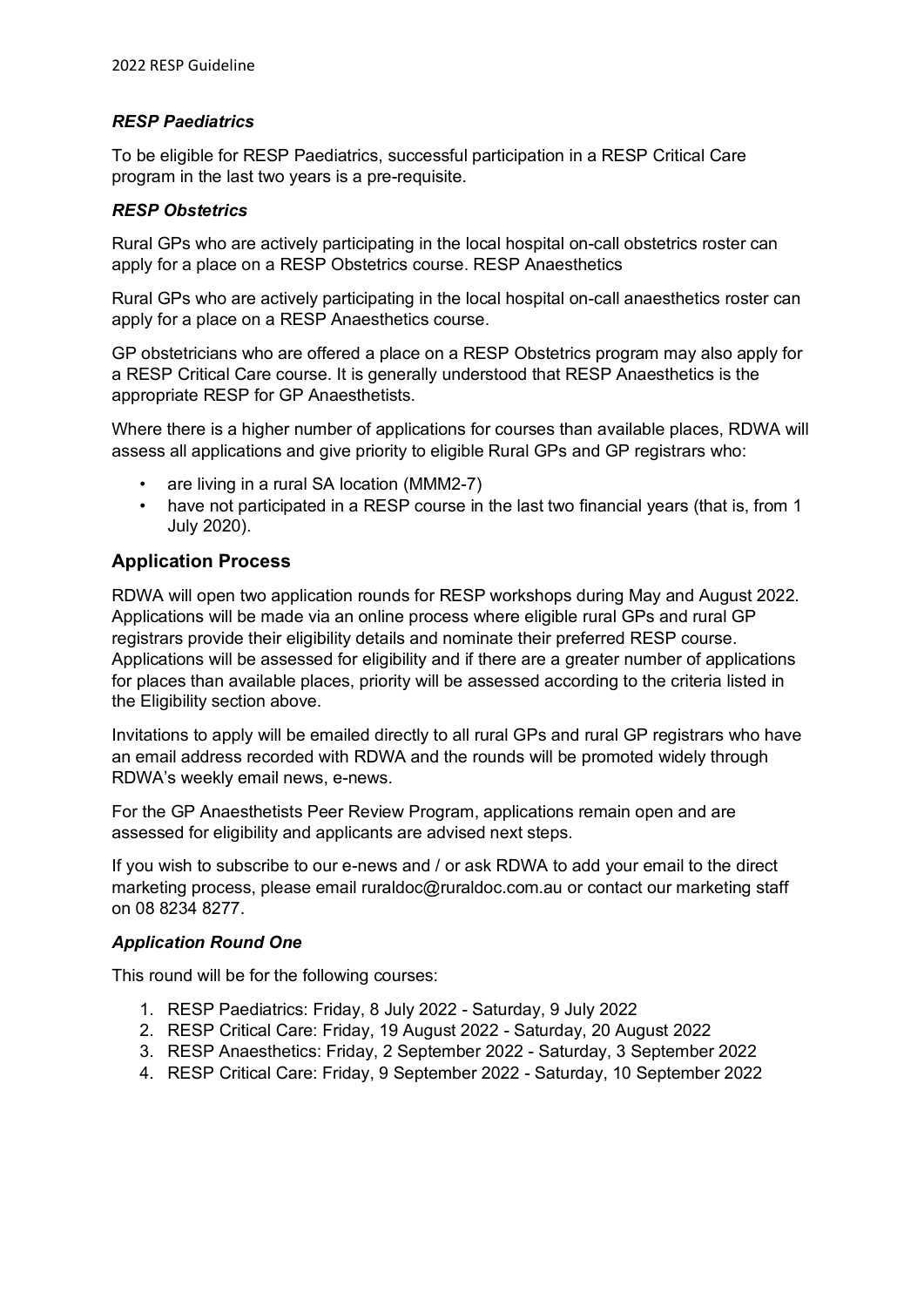### *RESP Paediatrics*

To be eligible for RESP Paediatrics, successful participation in a RESP Critical Care program in the last two years is a pre-requisite.

### *RESP Obstetrics*

Rural GPs who are actively participating in the local hospital on-call obstetrics roster can apply for a place on a RESP Obstetrics course. RESP Anaesthetics

Rural GPs who are actively participating in the local hospital on-call anaesthetics roster can apply for a place on a RESP Anaesthetics course.

GP obstetricians who are offered a place on a RESP Obstetrics program may also apply for a RESP Critical Care course. It is generally understood that RESP Anaesthetics is the appropriate RESP for GP Anaesthetists.

Where there is a higher number of applications for courses than available places, RDWA will assess all applications and give priority to eligible Rural GPs and GP registrars who:

- are living in a rural SA location (MMM2-7)
- have not participated in a RESP course in the last two financial years (that is, from 1 July 2020).

## Application Process

RDWA will open two application rounds for RESP workshops during May and August 2022. Applications will be made via an online process where eligible rural GPs and rural GP registrars provide their eligibility details and nominate their preferred RESP course. Applications will be assessed for eligibility and if there are a greater number of applications for places than available places, priority will be assessed according to the criteria listed in the Eligibility section above.

Invitations to apply will be emailed directly to all rural GPs and rural GP registrars who have an email address recorded with RDWA and the rounds will be promoted widely through RDWA's weekly email news, e-news.

For the GP Anaesthetists Peer Review Program, applications remain open and are assessed for eligibility and applicants are advised next steps.

If you wish to subscribe to our e-news and / or ask RDWA to add your email to the direct marketing process, please email ruraldoc@ruraldoc.com.au or contact our marketing staff on 08 8234 8277.

### *Application Round One*

This round will be for the following courses:

1. RESP Paediatrics: Friday, 8 July 2022 - Saturday, 9 July 2022
2. RESP Critical Care: Friday, 19 August 2022 - Saturday, 20 August 2022
3. RESP Anaesthetics: Friday, 2 September 2022 - Saturday, 3 September 2022
4. RESP Critical Care: Friday, 9 September 2022 - Saturday, 10 September 2022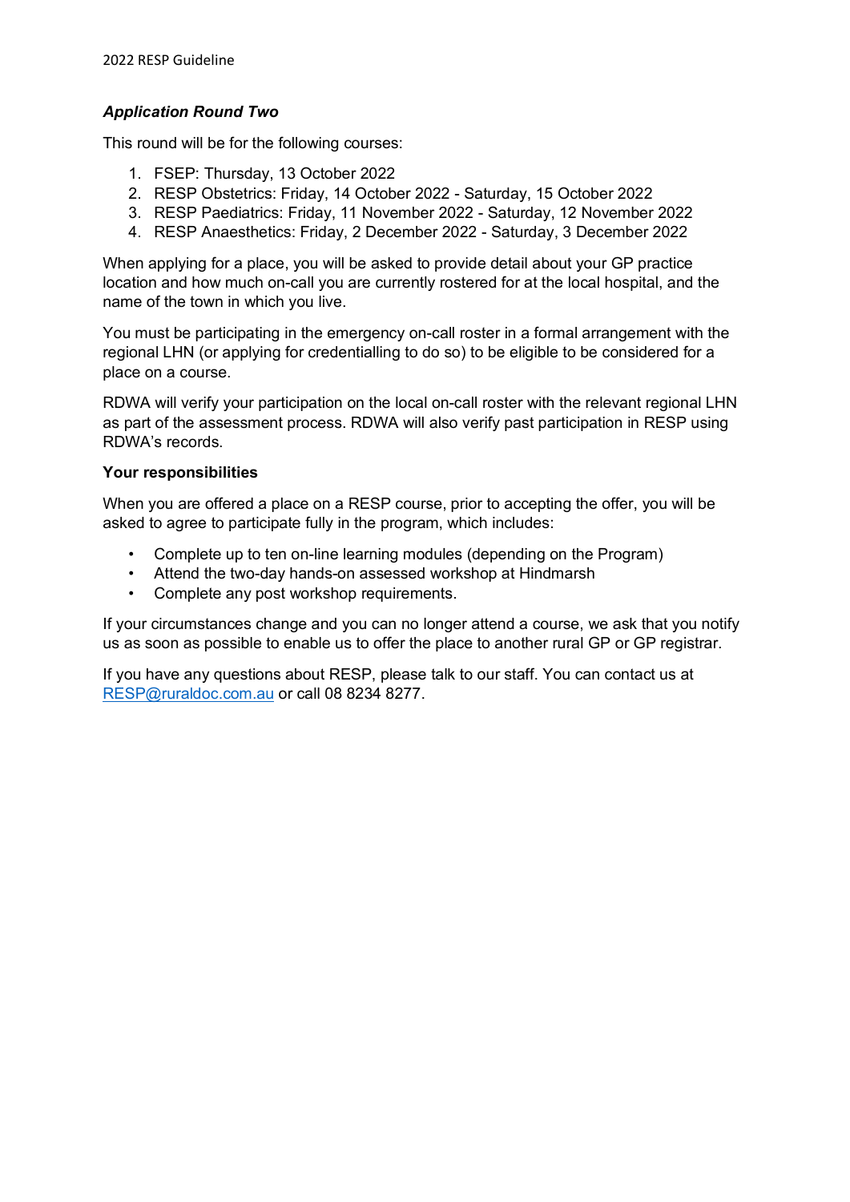### *Application Round Two*

This round will be for the following courses:

1. FSEP: Thursday, 13 October 2022
2. RESP Obstetrics: Friday, 14 October 2022 - Saturday, 15 October 2022
3. RESP Paediatrics: Friday, 11 November 2022 - Saturday, 12 November 2022
4. RESP Anaesthetics: Friday, 2 December 2022 - Saturday, 3 December 2022

When applying for a place, you will be asked to provide detail about your GP practice location and how much on-call you are currently rostered for at the local hospital, and the name of the town in which you live.

You must be participating in the emergency on-call roster in a formal arrangement with the regional LHN (or applying for credentialling to do so) to be eligible to be considered for a place on a course.

RDWA will verify your participation on the local on-call roster with the relevant regional LHN as part of the assessment process. RDWA will also verify past participation in RESP using RDWA's records.

**Your responsibilities**

When you are offered a place on a RESP course, prior to accepting the offer, you will be asked to agree to participate fully in the program, which includes:

- Complete up to ten on-line learning modules (depending on the Program)
- Attend the two-day hands-on assessed workshop at Hindmarsh
- Complete any post workshop requirements.

If your circumstances change and you can no longer attend a course, we ask that you notify us as soon as possible to enable us to offer the place to another rural GP or GP registrar.

If you have any questions about RESP, please talk to our staff. You can contact us at RESP@ruraldoc.com.au or call 08 8234 8277.